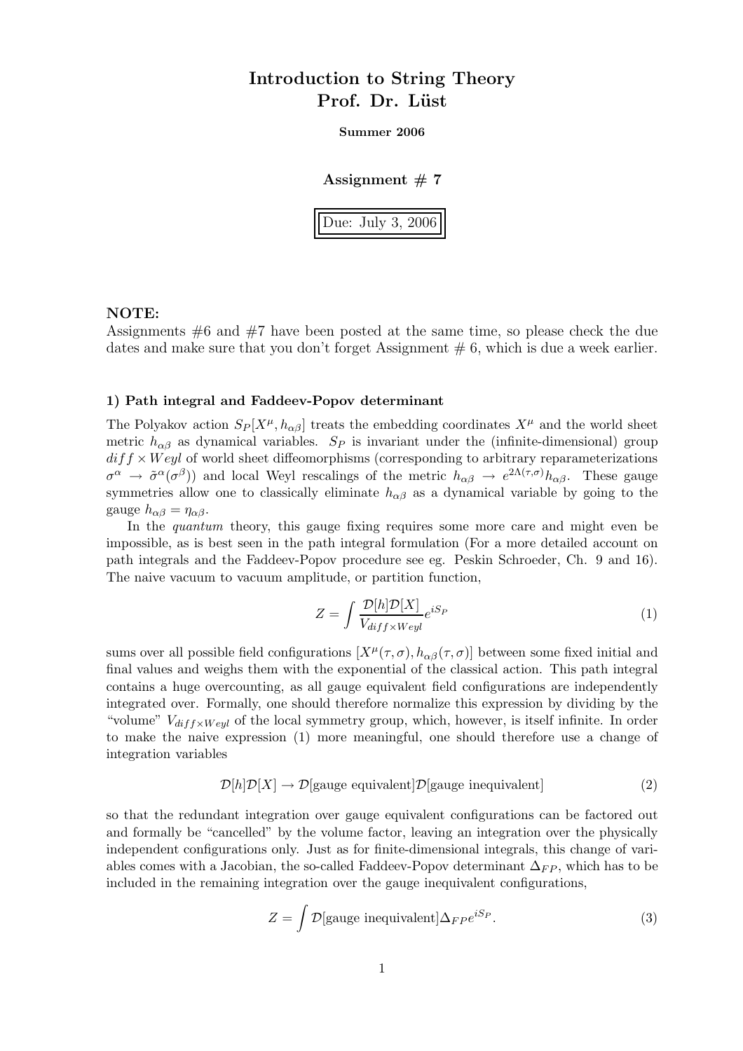# Introduction to String Theory
# Prof. Dr. Lüst

**Summer 2006**

**Assignment # 7**

Due: July 3, 2006

**NOTE:**
Assignments #6 and #7 have been posted at the same time, so please check the due dates and make sure that you don't forget Assignment # 6, which is due a week earlier.

### 1) Path integral and Faddeev-Popov determinant

The Polyakov action $S_P[X^\mu, h_{\alpha\beta}]$ treats the embedding coordinates $X^\mu$ and the world sheet metric $h_{\alpha\beta}$ as dynamical variables. $S_P$ is invariant under the (infinite-dimensional) group $diff \times Weyl$ of world sheet diffeomorphisms (corresponding to arbitrary reparameterizations $\sigma^\alpha \rightarrow \tilde{\sigma}^\alpha(\sigma^\beta)$) and local Weyl rescalings of the metric $h_{\alpha\beta} \rightarrow e^{2\Lambda(\tau,\sigma)} h_{\alpha\beta}$. These gauge symmetries allow one to classically eliminate $h_{\alpha\beta}$ as a dynamical variable by going to the gauge $h_{\alpha\beta} = \eta_{\alpha\beta}$.

In the *quantum* theory, this gauge fixing requires some more care and might even be impossible, as is best seen in the path integral formulation (For a more detailed account on path integrals and the Faddeev-Popov procedure see eg. Peskin Schroeder, Ch. 9 and 16). The naive vacuum to vacuum amplitude, or partition function,

$$Z = \int \frac{\mathcal{D}[h]\mathcal{D}[X]}{V_{diff \times Weyl}} e^{iS_P} \tag{1}$$

sums over all possible field configurations $[X^\mu(\tau,\sigma), h_{\alpha\beta}(\tau,\sigma)]$ between some fixed initial and final values and weighs them with the exponential of the classical action. This path integral contains a huge overcounting, as all gauge equivalent field configurations are independently integrated over. Formally, one should therefore normalize this expression by dividing by the "volume" $V_{diff \times Weyl}$ of the local symmetry group, which, however, is itself infinite. In order to make the naive expression (1) more meaningful, one should therefore use a change of integration variables

$$\mathcal{D}[h]\mathcal{D}[X] \rightarrow \mathcal{D}[\text{gauge equivalent}]\mathcal{D}[\text{gauge inequivalent}] \tag{2}$$

so that the redundant integration over gauge equivalent configurations can be factored out and formally be "cancelled" by the volume factor, leaving an integration over the physically independent configurations only. Just as for finite-dimensional integrals, this change of variables comes with a Jacobian, the so-called Faddeev-Popov determinant $\Delta_{FP}$, which has to be included in the remaining integration over the gauge inequivalent configurations,

$$Z = \int \mathcal{D}[\text{gauge inequivalent}] \Delta_{FP} e^{iS_P}. \tag{3}$$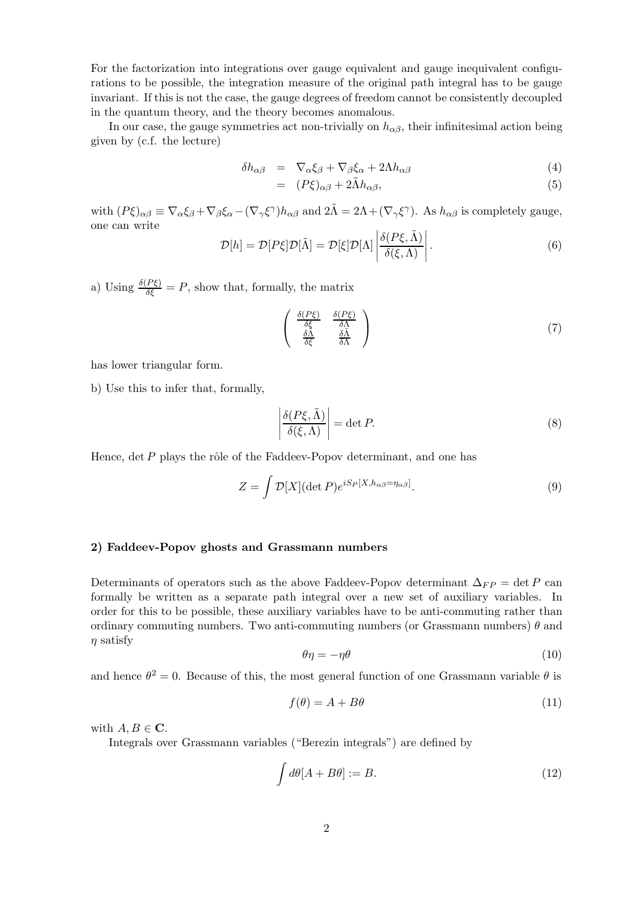For the factorization into integrations over gauge equivalent and gauge inequivalent configurations to be possible, the integration measure of the original path integral has to be gauge invariant. If this is not the case, the gauge degrees of freedom cannot be consistently decoupled in the quantum theory, and the theory becomes anomalous.

In our case, the gauge symmetries act non-trivially on $h_{\alpha\beta}$, their infinitesimal action being given by (c.f. the lecture)

$$
\begin{aligned}
\delta h_{\alpha\beta} &= \nabla_\alpha \xi_\beta + \nabla_\beta \xi_\alpha + 2\Lambda h_{\alpha\beta} &(4)\\
&= (P\xi)_{\alpha\beta} + 2\tilde{\Lambda} h_{\alpha\beta}, &(5)
\end{aligned}
$$

with $(P\xi)_{\alpha\beta} \equiv \nabla_\alpha \xi_\beta + \nabla_\beta \xi_\alpha - (\nabla_\gamma \xi^\gamma) h_{\alpha\beta}$ and $2\tilde{\Lambda} = 2\Lambda + (\nabla_\gamma \xi^\gamma)$. As $h_{\alpha\beta}$ is completely gauge, one can write

$$
\mathcal{D}[h] = \mathcal{D}[P\xi]\mathcal{D}[\tilde{\Lambda}] = \mathcal{D}[\xi]\mathcal{D}[\Lambda] \left| \frac{\delta(P\xi, \tilde{\Lambda})}{\delta(\xi, \Lambda)} \right|. \tag{6}
$$

a) Using $\frac{\delta(P\xi)}{\delta\xi} = P$, show that, formally, the matrix

$$
\begin{pmatrix} \frac{\delta(P\xi)}{\delta\xi} & \frac{\delta(P\xi)}{\delta\Lambda} \\ \frac{\delta\tilde{\Lambda}}{\delta\xi} & \frac{\delta\tilde{\Lambda}}{\delta\Lambda} \end{pmatrix} \tag{7}
$$

has lower triangular form.

b) Use this to infer that, formally,

$$
\left| \frac{\delta(P\xi, \tilde{\Lambda})}{\delta(\xi, \Lambda)} \right| = \det P. \tag{8}
$$

Hence, $\det P$ plays the rôle of the Faddeev-Popov determinant, and one has

$$
Z = \int \mathcal{D}[X](\det P) e^{iS_P[X, h_{\alpha\beta} = \eta_{\alpha\beta}]}. \tag{9}
$$

#### 2) Faddeev-Popov ghosts and Grassmann numbers

Determinants of operators such as the above Faddeev-Popov determinant $\Delta_{FP} = \det P$ can formally be written as a separate path integral over a new set of auxiliary variables. In order for this to be possible, these auxiliary variables have to be anti-commuting rather than ordinary commuting numbers. Two anti-commuting numbers (or Grassmann numbers) $\theta$ and $\eta$ satisfy

$$
\theta\eta = -\eta\theta \tag{10}
$$

and hence $\theta^2 = 0$. Because of this, the most general function of one Grassmann variable $\theta$ is

$$
f(\theta) = A + B\theta \tag{11}
$$

with $A, B \in \mathbf{C}$.

Integrals over Grassmann variables ("Berezin integrals") are defined by

$$
\int d\theta[A + B\theta] := B. \tag{12}
$$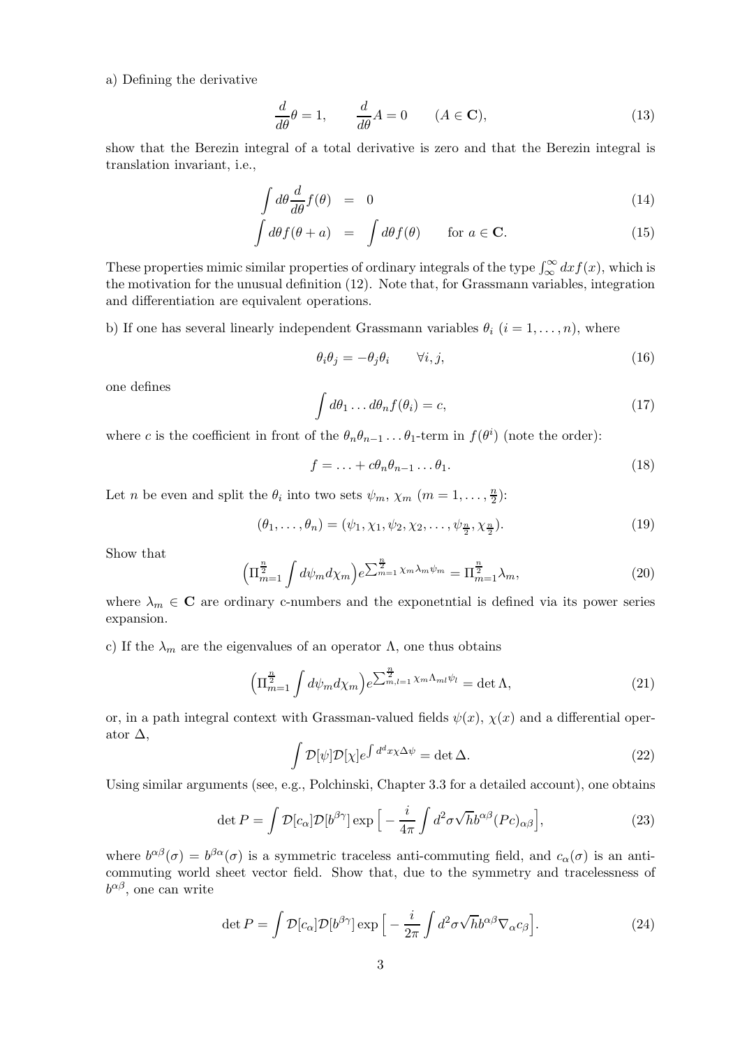a) Defining the derivative

$$\frac{d}{d\theta}\theta = 1, \qquad \frac{d}{d\theta}A = 0 \qquad (A \in \mathbf{C}), \tag{13}$$

show that the Berezin integral of a total derivative is zero and that the Berezin integral is translation invariant, i.e.,

$$\int d\theta \frac{d}{d\theta} f(\theta) \;=\; 0 \tag{14}$$

$$\int d\theta f(\theta + a) \;=\; \int d\theta f(\theta) \qquad \text{for } a \in \mathbf{C}. \tag{15}$$

These properties mimic similar properties of ordinary integrals of the type $\int_{\infty}^{\infty} dx f(x)$, which is the motivation for the unusual definition (12). Note that, for Grassmann variables, integration and differentiation are equivalent operations.

b) If one has several linearly independent Grassmann variables $\theta_i$ $(i = 1, \ldots, n)$, where

$$\theta_i \theta_j = -\theta_j \theta_i \qquad \forall i, j, \tag{16}$$

one defines

$$\int d\theta_1 \ldots d\theta_n f(\theta_i) = c, \tag{17}$$

where $c$ is the coefficient in front of the $\theta_n \theta_{n-1} \ldots \theta_1$-term in $f(\theta^i)$ (note the order):

$$f = \ldots + c\theta_n \theta_{n-1} \ldots \theta_1. \tag{18}$$

Let $n$ be even and split the $\theta_i$ into two sets $\psi_m$, $\chi_m$ $(m = 1, \ldots, \frac{n}{2})$:

$$(\theta_1, \ldots, \theta_n) = (\psi_1, \chi_1, \psi_2, \chi_2, \ldots, \psi_{\frac{n}{2}}, \chi_{\frac{n}{2}}). \tag{19}$$

Show that

$$\Big(\Pi_{m=1}^{\frac{n}{2}} \int d\psi_m d\chi_m\Big) e^{\sum_{m=1}^{\frac{n}{2}} \chi_m \lambda_m \psi_m} = \Pi_{m=1}^{\frac{n}{2}} \lambda_m, \tag{20}$$

where $\lambda_m \in \mathbf{C}$ are ordinary c-numbers and the exponetntial is defined via its power series expansion.

c) If the $\lambda_m$ are the eigenvalues of an operator $\Lambda$, one thus obtains

$$\Big(\Pi_{m=1}^{\frac{n}{2}} \int d\psi_m d\chi_m\Big) e^{\sum_{m,l=1}^{\frac{n}{2}} \chi_m \Lambda_{ml} \psi_l} = \det \Lambda, \tag{21}$$

or, in a path integral context with Grassman-valued fields $\psi(x)$, $\chi(x)$ and a differential operator $\Delta$,

$$\int \mathcal{D}[\psi]\mathcal{D}[\chi] e^{\int d^d x \chi \Delta \psi} = \det \Delta. \tag{22}$$

Using similar arguments (see, e.g., Polchinski, Chapter 3.3 for a detailed account), one obtains

$$\det P = \int \mathcal{D}[c_\alpha]\mathcal{D}[b^{\beta\gamma}] \exp\Big[-\frac{i}{4\pi}\int d^2\sigma \sqrt{h}\, b^{\alpha\beta}(Pc)_{\alpha\beta}\Big], \tag{23}$$

where $b^{\alpha\beta}(\sigma) = b^{\beta\alpha}(\sigma)$ is a symmetric traceless anti-commuting field, and $c_\alpha(\sigma)$ is an anti-commuting world sheet vector field. Show that, due to the symmetry and tracelessness of $b^{\alpha\beta}$, one can write

$$\det P = \int \mathcal{D}[c_\alpha]\mathcal{D}[b^{\beta\gamma}] \exp\Big[-\frac{i}{2\pi}\int d^2\sigma \sqrt{h}\, b^{\alpha\beta}\nabla_\alpha c_\beta\Big]. \tag{24}$$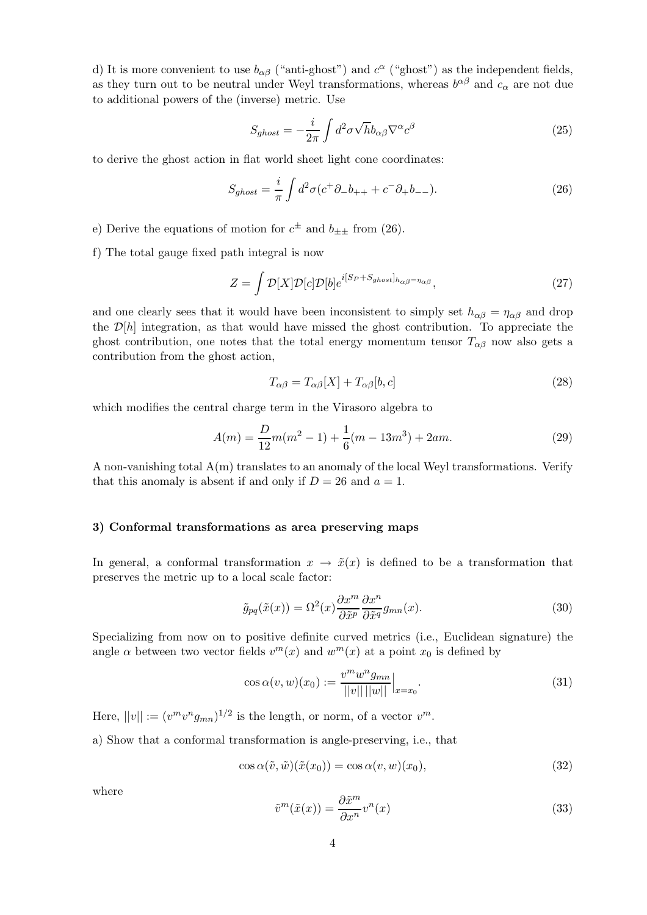d) It is more convenient to use $b_{\alpha\beta}$ ("anti-ghost") and $c^\alpha$ ("ghost") as the independent fields, as they turn out to be neutral under Weyl transformations, whereas $b^{\alpha\beta}$ and $c_\alpha$ are not due to additional powers of the (inverse) metric. Use

$$S_{ghost} = -\frac{i}{2\pi}\int d^2\sigma\sqrt{h}b_{\alpha\beta}\nabla^\alpha c^\beta \tag{25}$$

to derive the ghost action in flat world sheet light cone coordinates:

$$S_{ghost} = \frac{i}{\pi}\int d^2\sigma(c^+\partial_- b_{++} + c^-\partial_+ b_{--}). \tag{26}$$

e) Derive the equations of motion for $c^\pm$ and $b_{\pm\pm}$ from (26).

f) The total gauge fixed path integral is now

$$Z = \int \mathcal{D}[X]\mathcal{D}[c]\mathcal{D}[b]e^{i[S_P + S_{ghost}]_{h_{\alpha\beta}=\eta_{\alpha\beta}}}, \tag{27}$$

and one clearly sees that it would have been inconsistent to simply set $h_{\alpha\beta} = \eta_{\alpha\beta}$ and drop the $\mathcal{D}[h]$ integration, as that would have missed the ghost contribution. To appreciate the ghost contribution, one notes that the total energy momentum tensor $T_{\alpha\beta}$ now also gets a contribution from the ghost action,

$$T_{\alpha\beta} = T_{\alpha\beta}[X] + T_{\alpha\beta}[b, c] \tag{28}$$

which modifies the central charge term in the Virasoro algebra to

$$A(m) = \frac{D}{12}m(m^2 - 1) + \frac{1}{6}(m - 13m^3) + 2am. \tag{29}$$

A non-vanishing total A(m) translates to an anomaly of the local Weyl transformations. Verify that this anomaly is absent if and only if $D = 26$ and $a = 1$.

### 3) Conformal transformations as area preserving maps

In general, a conformal transformation $x \to \tilde{x}(x)$ is defined to be a transformation that preserves the metric up to a local scale factor:

$$\tilde{g}_{pq}(\tilde{x}(x)) = \Omega^2(x)\frac{\partial x^m}{\partial \tilde{x}^p}\frac{\partial x^n}{\partial \tilde{x}^q}g_{mn}(x). \tag{30}$$

Specializing from now on to positive definite curved metrics (i.e., Euclidean signature) the angle $\alpha$ between two vector fields $v^m(x)$ and $w^m(x)$ at a point $x_0$ is defined by

$$\cos\alpha(v, w)(x_0) := \frac{v^m w^n g_{mn}}{||v||\,||w||}\Big|_{x=x_0}. \tag{31}$$

Here, $||v|| := (v^m v^n g_{mn})^{1/2}$ is the length, or norm, of a vector $v^m$.

a) Show that a conformal transformation is angle-preserving, i.e., that

$$\cos\alpha(\tilde{v}, \tilde{w})(\tilde{x}(x_0)) = \cos\alpha(v, w)(x_0), \tag{32}$$

where

$$\tilde{v}^m(\tilde{x}(x)) = \frac{\partial \tilde{x}^m}{\partial x^n}v^n(x) \tag{33}$$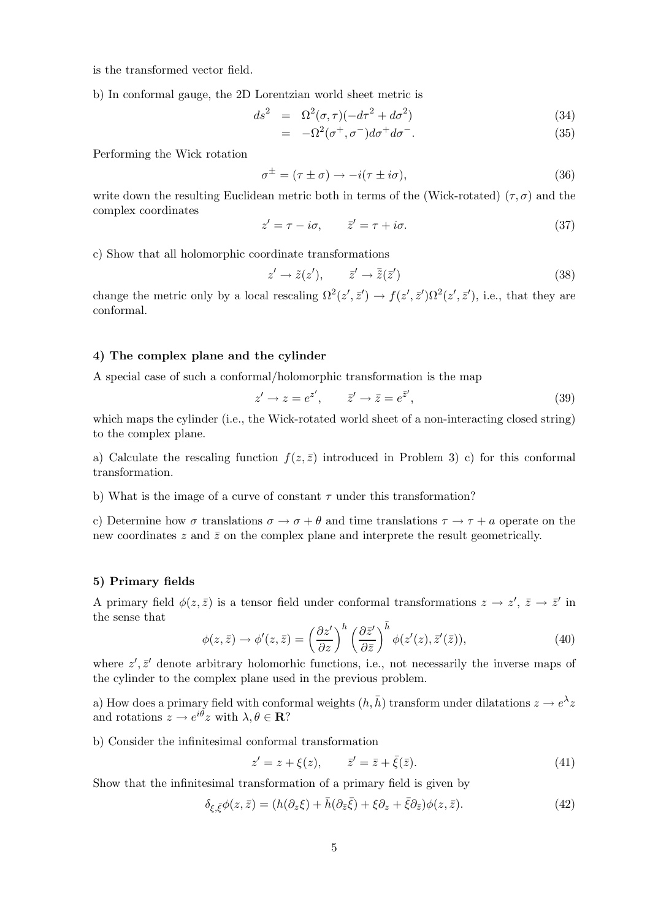is the transformed vector field.

b) In conformal gauge, the 2D Lorentzian world sheet metric is

$$ds^2 = \Omega^2(\sigma,\tau)(-d\tau^2 + d\sigma^2) \tag{34}$$

$$= -\Omega^2(\sigma^+,\sigma^-)d\sigma^+ d\sigma^-. \tag{35}$$

Performing the Wick rotation

$$\sigma^{\pm} = (\tau \pm \sigma) \to -i(\tau \pm i\sigma), \tag{36}$$

write down the resulting Euclidean metric both in terms of the (Wick-rotated) $(\tau, \sigma)$ and the complex coordinates

$$z' = \tau - i\sigma, \qquad \bar{z}' = \tau + i\sigma. \tag{37}$$

c) Show that all holomorphic coordinate transformations

$$z' \to \tilde{z}(z'), \qquad \bar{z}' \to \bar{\tilde{z}}(\bar{z}') \tag{38}$$

change the metric only by a local rescaling $\Omega^2(z',\bar{z}') \to f(z',\bar{z}')\Omega^2(z',\bar{z}')$, i.e., that they are conformal.

### 4) The complex plane and the cylinder

A special case of such a conformal/holomorphic transformation is the map

$$z' \to z = e^{z'}, \qquad \bar{z}' \to \bar{z} = e^{\bar{z}'}, \tag{39}$$

which maps the cylinder (i.e., the Wick-rotated world sheet of a non-interacting closed string) to the complex plane.

a) Calculate the rescaling function $f(z,\bar{z})$ introduced in Problem 3) c) for this conformal transformation.

b) What is the image of a curve of constant $\tau$ under this transformation?

c) Determine how $\sigma$ translations $\sigma \to \sigma + \theta$ and time translations $\tau \to \tau + a$ operate on the new coordinates $z$ and $\bar{z}$ on the complex plane and interprete the result geometrically.

### 5) Primary fields

A primary field $\phi(z,\bar{z})$ is a tensor field under conformal transformations $z \to z'$, $\bar{z} \to \bar{z}'$ in the sense that

$$\phi(z,\bar{z}) \to \phi'(z,\bar{z}) = \left(\frac{\partial z'}{\partial z}\right)^h \left(\frac{\partial \bar{z}'}{\partial \bar{z}}\right)^{\bar{h}} \phi(z'(z),\bar{z}'(\bar{z})), \tag{40}$$

where $z', \bar{z}'$ denote arbitrary holomorhic functions, i.e., not necessarily the inverse maps of the cylinder to the complex plane used in the previous problem.

a) How does a primary field with conformal weights $(h,\bar{h})$ transform under dilatations $z \to e^{\lambda}z$ and rotations $z \to e^{i\theta}z$ with $\lambda, \theta \in \mathbf{R}$?

b) Consider the infinitesimal conformal transformation

$$z' = z + \xi(z), \qquad \bar{z}' = \bar{z} + \bar{\xi}(\bar{z}). \tag{41}$$

Show that the infinitesimal transformation of a primary field is given by

$$\delta_{\xi,\bar{\xi}}\phi(z,\bar{z}) = (h(\partial_z \xi) + \bar{h}(\partial_{\bar{z}}\bar{\xi}) + \xi\partial_z + \bar{\xi}\partial_{\bar{z}})\phi(z,\bar{z}). \tag{42}$$